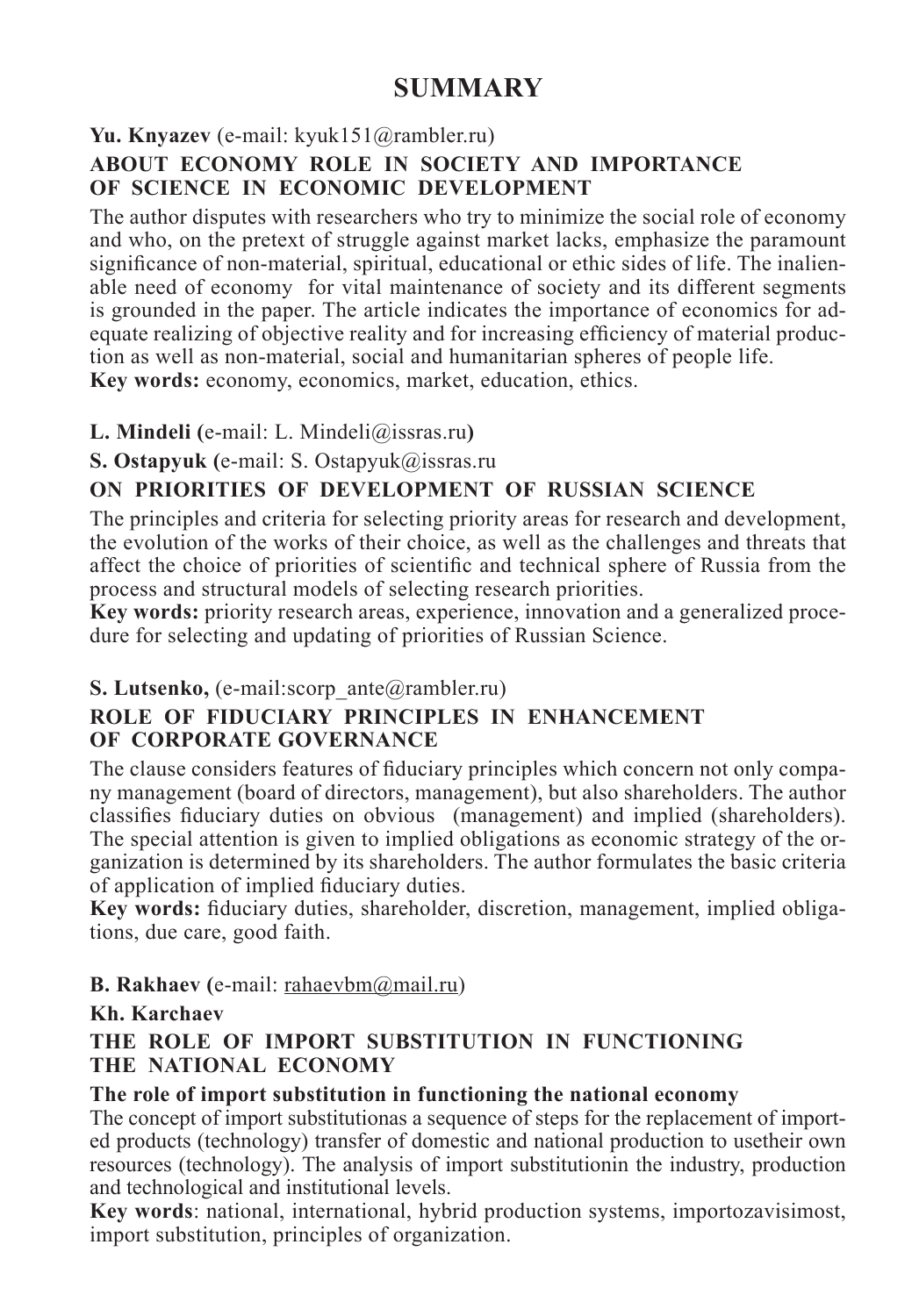# SUMMARY

**Yu. Knyazev** (e-mail: kyuk151@rambler.ru)

### ABOUT ECONOMY ROLE IN SOCIETY AND IMPORTANCE OF SCIENCE IN ECONOMIC DEVELOPMENT

The author disputes with researchers who try to minimize the social role of economy and who, on the pretext of struggle against market lacks, emphasize the paramount significance of non-material, spiritual, educational or ethic sides of life. The inalienable need of economy for vital maintenance of society and its different segments is grounded in the paper. The article indicates the importance of economics for adequate realizing of objective reality and for increasing efficiency of material production as well as non-material, social and humanitarian spheres of people life.

**Key words:** economy, economics, market, education, ethics.

**L. Mindeli (**e-mail: L. Mindeli@issras.ru**)**

**S. Ostapyuk (**e-mail: S. Ostapyuk@issras.ru

### ON PRIORITIES OF DEVELOPMENT OF RUSSIAN SCIENCE

The principles and criteria for selecting priority areas for research and development, the evolution of the works of their choice, as well as the challenges and threats that affect the choice of priorities of scientific and technical sphere of Russia from the process and structural models of selecting research priorities.

**Key words:** priority research areas, experience, innovation and a generalized procedure for selecting and updating of priorities of Russian Science.

**S. Lutsenko,** (e-mail:scorp_ante@rambler.ru)

### ROLE OF FIDUCIARY PRINCIPLES IN ENHANCEMENT OF CORPORATE GOVERNANCE

The clause considers features of fiduciary principles which concern not only company management (board of directors, management), but also shareholders. The author classifies fiduciary duties on obvious (management) and implied (shareholders). The special attention is given to implied obligations as economic strategy of the organization is determined by its shareholders. The author formulates the basic criteria of application of implied fiduciary duties.

**Key words:** fiduciary duties, shareholder, discretion, management, implied obligations, due care, good faith.

**B. Rakhaev (**e-mail: rahaevbm@mail.ru)

**Kh. Karchaev**

### THE ROLE OF IMPORT SUBSTITUTION IN FUNCTIONING THE NATIONAL ECONOMY

**The role of import substitution in functioning the national economy**

The concept of import substitutionas a sequence of steps for the replacement of imported products (technology) transfer of domestic and national production to usetheir own resources (technology). The analysis of import substitutionin the industry, production and technological and institutional levels.

**Key words**: national, international, hybrid production systems, importozavisimost, import substitution, principles of organization.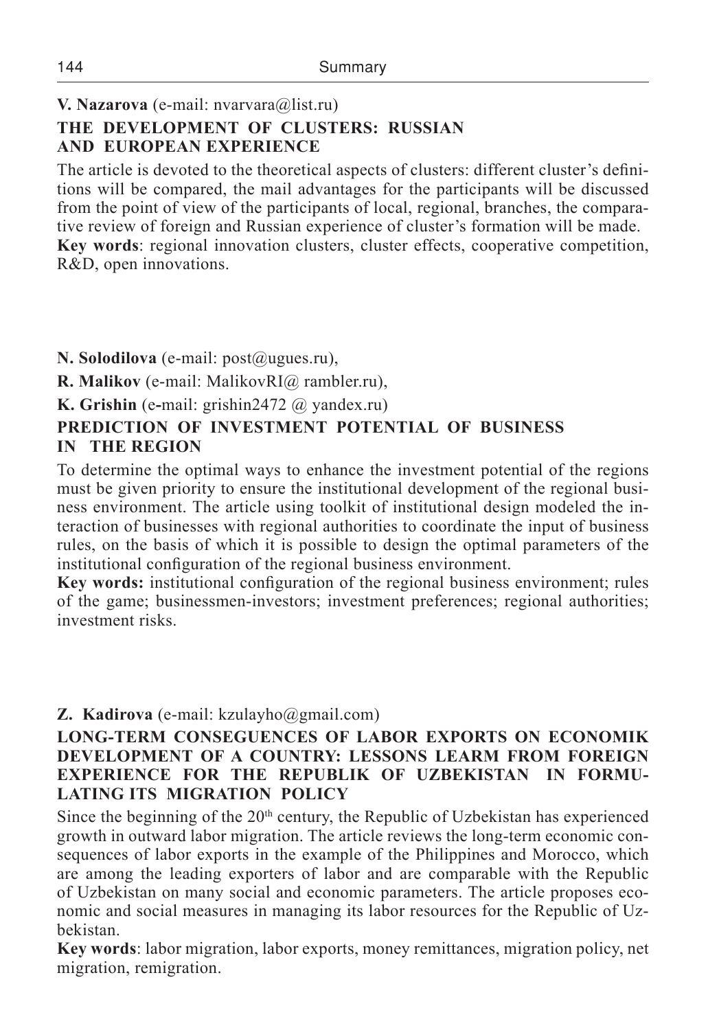**V. Nazarova** (e-mail: nvarvara@list.ru)

## THE DEVELOPMENT OF CLUSTERS: RUSSIAN AND EUROPEAN EXPERIENCE

The article is devoted to the theoretical aspects of clusters: different cluster's definitions will be compared, the mail advantages for the participants will be discussed from the point of view of the participants of local, regional, branches, the comparative review of foreign and Russian experience of cluster's formation will be made.

**Key words**: regional innovation clusters, cluster effects, cooperative competition, R&D, open innovations.

**N. Solodilova** (e-mail: post@ugues.ru),

**R. Malikov** (e-mail: MalikovRI@ rambler.ru),

**K. Grishin** (e-mail: grishin2472 @ yandex.ru)

## PREDICTION OF INVESTMENT POTENTIAL OF BUSINESS IN THE REGION

To determine the optimal ways to enhance the investment potential of the regions must be given priority to ensure the institutional development of the regional business environment. The article using toolkit of institutional design modeled the interaction of businesses with regional authorities to coordinate the input of business rules, on the basis of which it is possible to design the optimal parameters of the institutional configuration of the regional business environment.

**Key words:** institutional configuration of the regional business environment; rules of the game; businessmen-investors; investment preferences; regional authorities; investment risks.

**Z. Kadirova** (e-mail: kzulayho@gmail.com)

## LONG-TERM CONSEGUENCES OF LABOR EXPORTS ON ECONOMIK DEVELOPMENT OF A COUNTRY: LESSONS LEARM FROM FOREIGN EXPERIENCE FOR THE REPUBLIK OF UZBEKISTAN IN FORMULATING ITS MIGRATION POLICY

Since the beginning of the 20th century, the Republic of Uzbekistan has experienced growth in outward labor migration. The article reviews the long-term economic consequences of labor exports in the example of the Philippines and Morocco, which are among the leading exporters of labor and are comparable with the Republic of Uzbekistan on many social and economic parameters. The article proposes economic and social measures in managing its labor resources for the Republic of Uzbekistan.

**Key words**: labor migration, labor exports, money remittances, migration policy, net migration, remigration.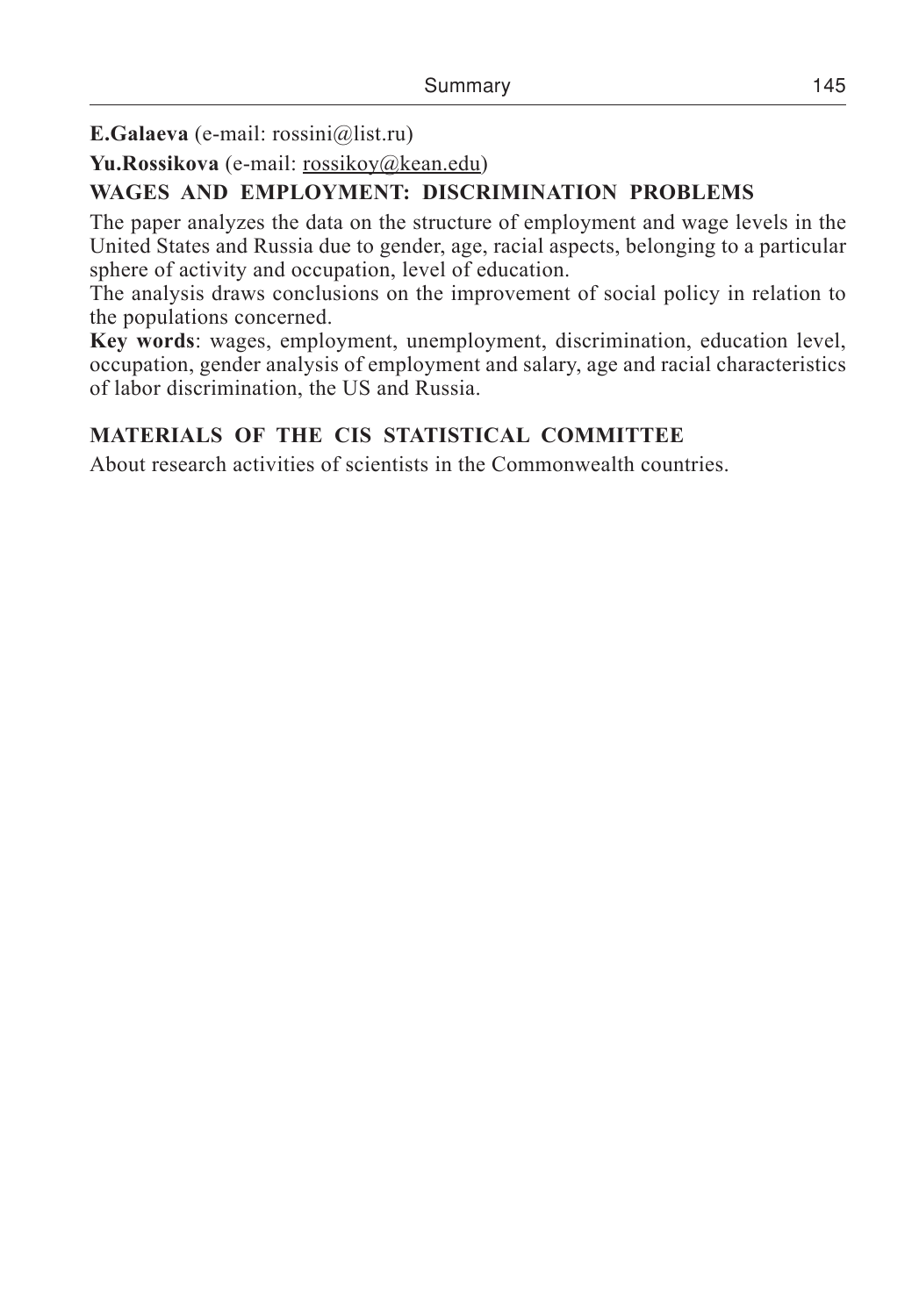**E.Galaeva** (e-mail: rossini@list.ru)

**Yu.Rossikova** (e-mail: rossikoy@kean.edu)

**WAGES AND EMPLOYMENT: DISCRIMINATION PROBLEMS**

The paper analyzes the data on the structure of employment and wage levels in the United States and Russia due to gender, age, racial aspects, belonging to a particular sphere of activity and occupation, level of education.

The analysis draws conclusions on the improvement of social policy in relation to the populations concerned.

**Key words**: wages, employment, unemployment, discrimination, education level, occupation, gender analysis of employment and salary, age and racial characteristics of labor discrimination, the US and Russia.

**MATERIALS OF THE CIS STATISTICAL COMMITTEE**

About research activities of scientists in the Commonwealth countries.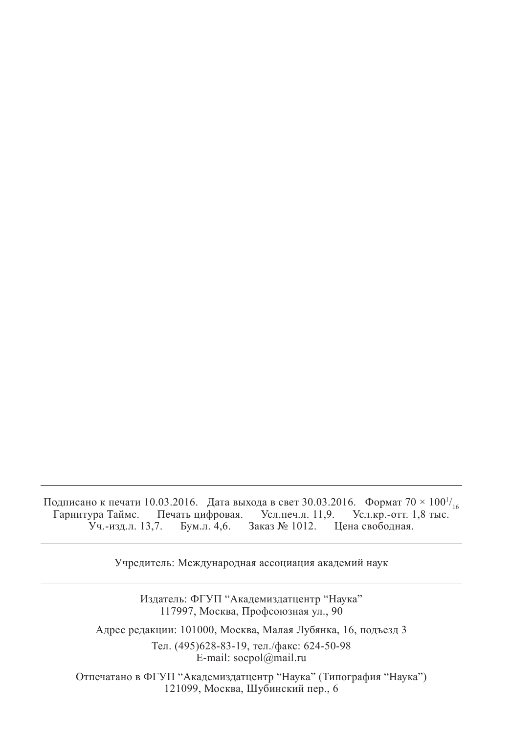---

Подписано к печати 10.03.2016. Дата выхода в свет 30.03.2016. Формат $70 \times 100^{1}/_{16}$
Гарнитура Таймс. Печать цифровая. Усл.печ.л. 11,9. Усл.кр.-отт. 1,8 тыс.
Уч.-изд.л. 13,7. Бум.л. 4,6. Заказ № 1012. Цена свободная.

---

Учредитель: Международная ассоциация академий наук

---

Издатель: ФГУП “Академиздатцентр “Наука”
117997, Москва, Профсоюзная ул., 90

Адрес редакции: 101000, Москва, Малая Лубянка, 16, подъезд 3

Тел. (495)628-83-19, тел./факс: 624-50-98
E-mail: socpol@mail.ru

Отпечатано в ФГУП “Академиздатцентр “Наука” (Типография “Наука”)
121099, Москва, Шубинский пер., 6